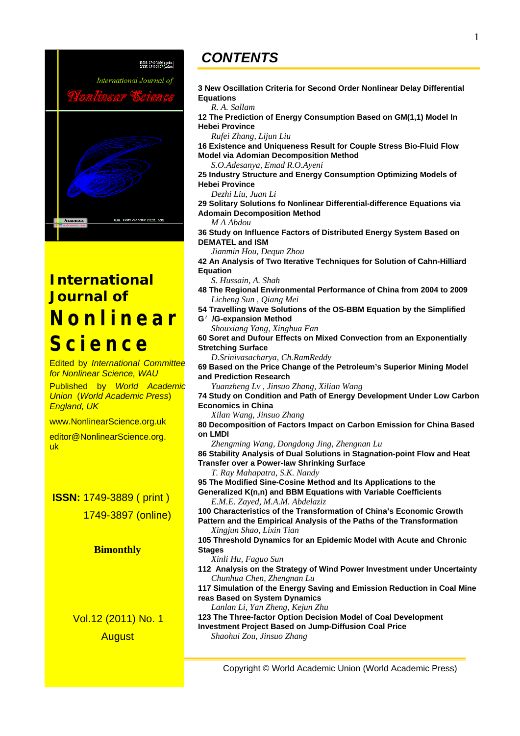# International Journal of Nonlinear Science

Edited by *International Committee for Nonlinear Science, WAU*

Published by *World Academic Union* (*World Academic Press*) *England, UK*

www.NonlinearScience.org.uk

editor@NonlinearScience.org.uk

**ISSN:** 1749-3889 ( print )
1749-3897 (online)

**Bimonthly**

Vol.12 (2011) No. 1
August

# CONTENTS

**3 New Oscillation Criteria for Second Order Nonlinear Delay Differential Equations**
*R. A. Sallam*

**12 The Prediction of Energy Consumption Based on GM(1,1) Model In Hebei Province**
*Rufei Zhang, Lijun Liu*

**16 Existence and Uniqueness Result for Couple Stress Bio-Fluid Flow Model via Adomian Decomposition Method**
*S.O.Adesanya, Emad R.O.Ayeni*

**25 Industry Structure and Energy Consumption Optimizing Models of Hebei Province**
*Dezhi Liu, Juan Li*

**29 Solitary Solutions fo Nonlinear Differential-difference Equations via Adomain Decomposition Method**
*M A Abdou*

**36 Study on Influence Factors of Distributed Energy System Based on DEMATEL and ISM**
*Jianmin Hou, Dequn Zhou*

**42 An Analysis of Two Iterative Techniques for Solution of Cahn-Hilliard Equation**
*S. Hussain, A. Shah*

**48 The Regional Environmental Performance of China from 2004 to 2009**
*Licheng Sun , Qiang Mei*

**54 Travelling Wave Solutions of the OS-BBM Equation by the Simplified G′ /G-expansion Method**
*Shouxiang Yang, Xinghua Fan*

**60 Soret and Dufour Effects on Mixed Convection from an Exponentially Stretching Surface**
*D.Srinivasacharya, Ch.RamReddy*

**69 Based on the Price Change of the Petroleum's Superior Mining Model and Prediction Research**
*Yuanzheng Lv , Jinsuo Zhang, Xilian Wang*

**74 Study on Condition and Path of Energy Development Under Low Carbon Economics in China**
*Xilan Wang, Jinsuo Zhang*

**80 Decomposition of Factors Impact on Carbon Emission for China Based on LMDI**
*Zhengming Wang, Dongdong Jing, Zhengnan Lu*

**86 Stability Analysis of Dual Solutions in Stagnation-point Flow and Heat Transfer over a Power-law Shrinking Surface**
*T. Ray Mahapatra, S.K. Nandy*

**95 The Modified Sine-Cosine Method and Its Applications to the Generalized K(n,n) and BBM Equations with Variable Coefficients**
*E.M.E. Zayed, M.A.M. Abdelaziz*

**100 Characteristics of the Transformation of China's Economic Growth Pattern and the Empirical Analysis of the Paths of the Transformation**
*Xingjun Shao, Lixin Tian*

**105 Threshold Dynamics for an Epidemic Model with Acute and Chronic Stages**
*Xinli Hu, Faguo Sun*

**112 Analysis on the Strategy of Wind Power Investment under Uncertainty**
*Chunhua Chen, Zhengnan Lu*

**117 Simulation of the Energy Saving and Emission Reduction in Coal Mine reas Based on System Dynamics**
*Lanlan Li, Yan Zheng, Kejun Zhu*

**123 The Three-factor Option Decision Model of Coal Development Investment Project Based on Jump-Diffusion Coal Price**
*Shaohui Zou, Jinsuo Zhang*

Copyright © World Academic Union (World Academic Press)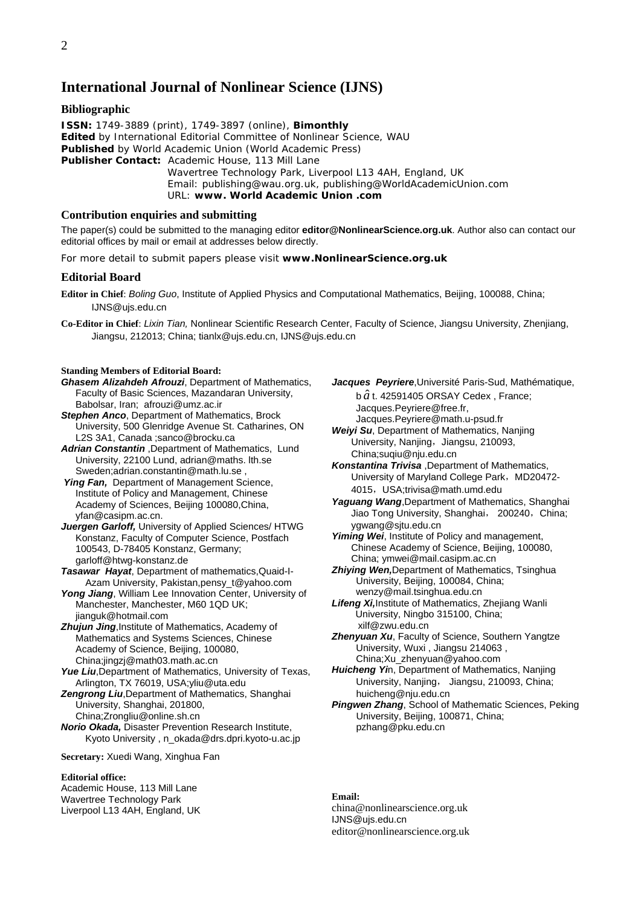# International Journal of Nonlinear Science (IJNS)

## Bibliographic

**ISSN:** 1749-3889 (print), 1749-3897 (online), **Bimonthly**
**Edited** by International Editorial Committee of Nonlinear Science, WAU
**Published** by World Academic Union (World Academic Press)
**Publisher Contact:** Academic House, 113 Mill Lane
Wavertree Technology Park, Liverpool L13 4AH, England, UK
Email: publishing@wau.org.uk, publishing@WorldAcademicUnion.com
URL: **www. World Academic Union .com**

## Contribution enquiries and submitting

The paper(s) could be submitted to the managing editor **editor@NonlinearScience.org.uk**. Author also can contact our editorial offices by mail or email at addresses below directly.

For more detail to submit papers please visit **www.NonlinearScience.org.uk**

## Editorial Board

**Editor in Chief**: *Boling Guo*, Institute of Applied Physics and Computational Mathematics, Beijing, 100088, China; IJNS@ujs.edu.cn

**Co-Editor in Chief**: *Lixin Tian,* Nonlinear Scientific Research Center, Faculty of Science, Jiangsu University, Zhenjiang, Jiangsu, 212013; China; tianlx@ujs.edu.cn, IJNS@ujs.edu.cn

**Standing Members of Editorial Board:**

***Ghasem Alizahdeh Afrouzi***, Department of Mathematics, Faculty of Basic Sciences, Mazandaran University, Babolsar, Iran; afrouzi@umz.ac.ir

***Stephen Anco***, Department of Mathematics, Brock University, 500 Glenridge Avenue St. Catharines, ON L2S 3A1, Canada ;sanco@brocku.ca

***Adrian Constantin*** ,Department of Mathematics, Lund University, 22100 Lund, adrian@maths. lth.se Sweden;adrian.constantin@math.lu.se ,

***Ying Fan,*** Department of Management Science, Institute of Policy and Management, Chinese Academy of Sciences, Beijing 100080,China, yfan@casipm.ac.cn.

***Juergen Garloff,*** University of Applied Sciences/ HTWG Konstanz, Faculty of Computer Science, Postfach 100543, D-78405 Konstanz, Germany; garloff@htwg-konstanz.de

***Tasawar Hayat***, Department of mathematics,Quaid-I-Azam University, Pakistan,pensy_t@yahoo.com

***Yong Jiang***, William Lee Innovation Center, University of Manchester, Manchester, M60 1QD UK; jianguk@hotmail.com

***Zhujun Jing***,Institute of Mathematics, Academy of Mathematics and Systems Sciences, Chinese Academy of Science, Beijing, 100080, China;jingzj@math03.math.ac.cn

***Yue Liu***,Department of Mathematics, University of Texas, Arlington, TX 76019, USA;yliu@uta.edu

***Zengrong Liu***,Department of Mathematics, Shanghai University, Shanghai, 201800, China;Zrongliu@online.sh.cn

***Norio Okada,*** Disaster Prevention Research Institute, Kyoto University , n_okada@drs.dpri.kyoto-u.ac.jp

***Jacques Peyriere***,Université Paris-Sud, Mathématique, bât. 42591405 ORSAY Cedex , France; Jacques.Peyriere@free.fr, Jacques.Peyriere@math.u-psud.fr

***Weiyi Su***, Department of Mathematics, Nanjing University, Nanjing，Jiangsu, 210093, China;suqiu@nju.edu.cn

***Konstantina Trivisa*** ,Department of Mathematics, University of Maryland College Park，MD20472-4015，USA;trivisa@math.umd.edu

***Yaguang Wang***,Department of Mathematics, Shanghai Jiao Tong University, Shanghai， 200240，China; ygwang@sjtu.edu.cn

***Yiming Wei***, Institute of Policy and management, Chinese Academy of Science, Beijing, 100080, China; ymwei@mail.casipm.ac.cn

***Zhiying Wen,***Department of Mathematics, Tsinghua University, Beijing, 100084, China; wenzy@mail.tsinghua.edu.cn

***Lifeng Xi,***Institute of Mathematics, Zhejiang Wanli University, Ningbo 315100, China; xilf@zwu.edu.cn

***Zhenyuan Xu***, Faculty of Science, Southern Yangtze University, Wuxi , Jiangsu 214063 , China;Xu_zhenyuan@yahoo.com

***Huicheng Yi***n, Department of Mathematics, Nanjing University, Nanjing， Jiangsu, 210093, China; huicheng@nju.edu.cn

***Pingwen Zhang***, School of Mathematic Sciences, Peking University, Beijing, 100871, China; pzhang@pku.edu.cn

**Secretary:** Xuedi Wang, Xinghua Fan

**Editorial office:**
Academic House, 113 Mill Lane
Wavertree Technology Park
Liverpool L13 4AH, England, UK

**Email:**
china@nonlinearscience.org.uk
IJNS@ujs.edu.cn
editor@nonlinearscience.org.uk